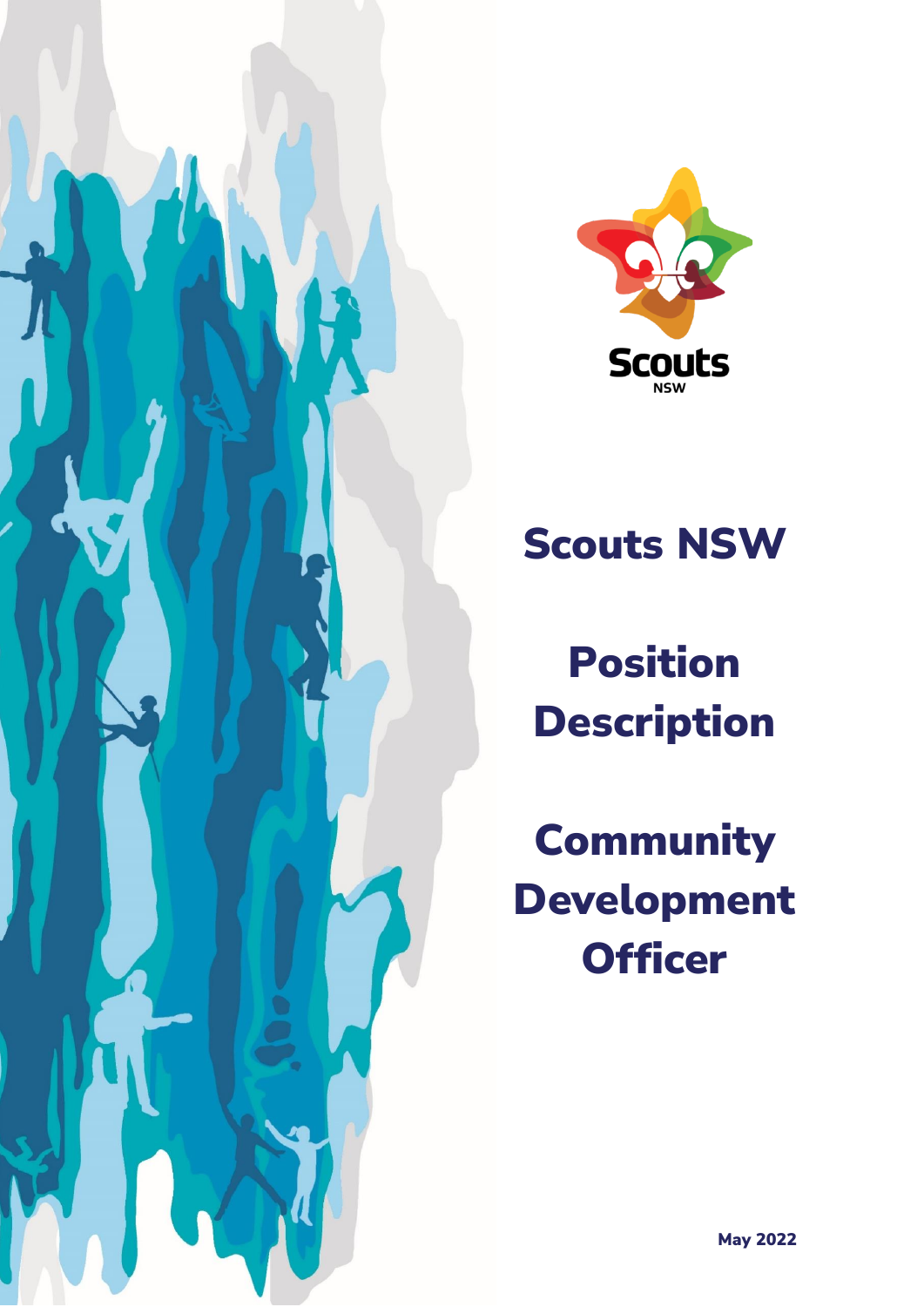Scouts NSW

# Scouts NSW

# Position Description

# Community Development Officer

May 2022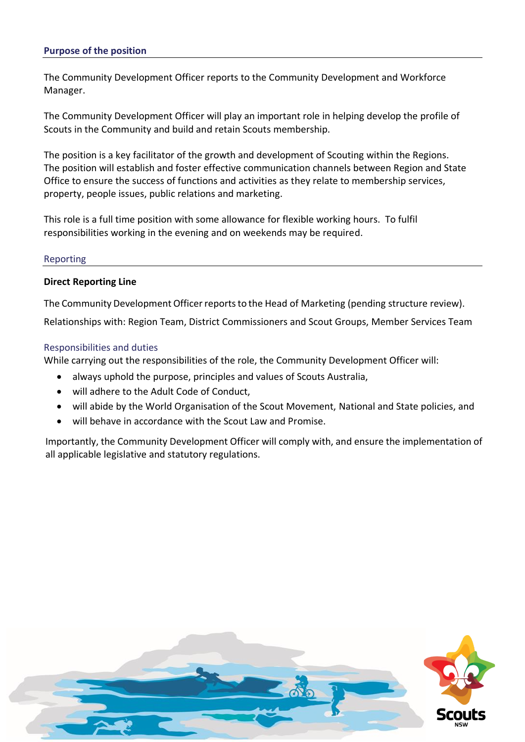## Purpose of the position

The Community Development Officer reports to the Community Development and Workforce Manager.

The Community Development Officer will play an important role in helping develop the profile of Scouts in the Community and build and retain Scouts membership.

The position is a key facilitator of the growth and development of Scouting within the Regions. The position will establish and foster effective communication channels between Region and State Office to ensure the success of functions and activities as they relate to membership services, property, people issues, public relations and marketing.

This role is a full time position with some allowance for flexible working hours. To fulfil responsibilities working in the evening and on weekends may be required.

## Reporting

**Direct Reporting Line**

The Community Development Officer reports to the Head of Marketing (pending structure review).

Relationships with: Region Team, District Commissioners and Scout Groups, Member Services Team

## Responsibilities and duties

While carrying out the responsibilities of the role, the Community Development Officer will:

- always uphold the purpose, principles and values of Scouts Australia,
- will adhere to the Adult Code of Conduct,
- will abide by the World Organisation of the Scout Movement, National and State policies, and
- will behave in accordance with the Scout Law and Promise.

Importantly, the Community Development Officer will comply with, and ensure the implementation of all applicable legislative and statutory regulations.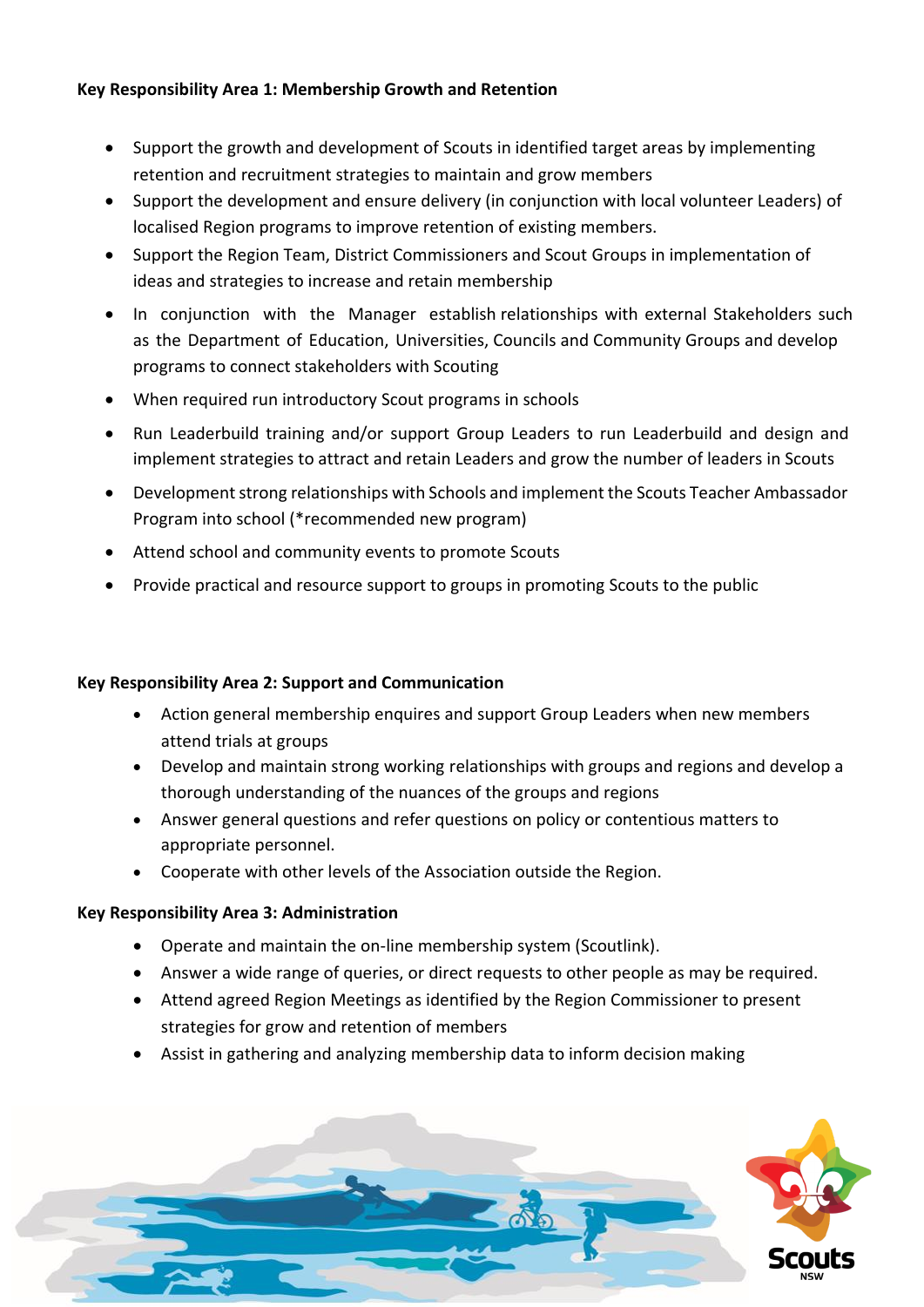**Key Responsibility Area 1: Membership Growth and Retention**

- Support the growth and development of Scouts in identified target areas by implementing retention and recruitment strategies to maintain and grow members
- Support the development and ensure delivery (in conjunction with local volunteer Leaders) of localised Region programs to improve retention of existing members.
- Support the Region Team, District Commissioners and Scout Groups in implementation of ideas and strategies to increase and retain membership
- In conjunction with the Manager establish relationships with external Stakeholders such as the Department of Education, Universities, Councils and Community Groups and develop programs to connect stakeholders with Scouting
- When required run introductory Scout programs in schools
- Run Leaderbuild training and/or support Group Leaders to run Leaderbuild and design and implement strategies to attract and retain Leaders and grow the number of leaders in Scouts
- Development strong relationships with Schools and implement the Scouts Teacher Ambassador Program into school (*recommended new program)
- Attend school and community events to promote Scouts
- Provide practical and resource support to groups in promoting Scouts to the public

**Key Responsibility Area 2: Support and Communication**

- Action general membership enquires and support Group Leaders when new members attend trials at groups
- Develop and maintain strong working relationships with groups and regions and develop a thorough understanding of the nuances of the groups and regions
- Answer general questions and refer questions on policy or contentious matters to appropriate personnel.
- Cooperate with other levels of the Association outside the Region.

**Key Responsibility Area 3: Administration**

- Operate and maintain the on-line membership system (Scoutlink).
- Answer a wide range of queries, or direct requests to other people as may be required.
- Attend agreed Region Meetings as identified by the Region Commissioner to present strategies for grow and retention of members
- Assist in gathering and analyzing membership data to inform decision making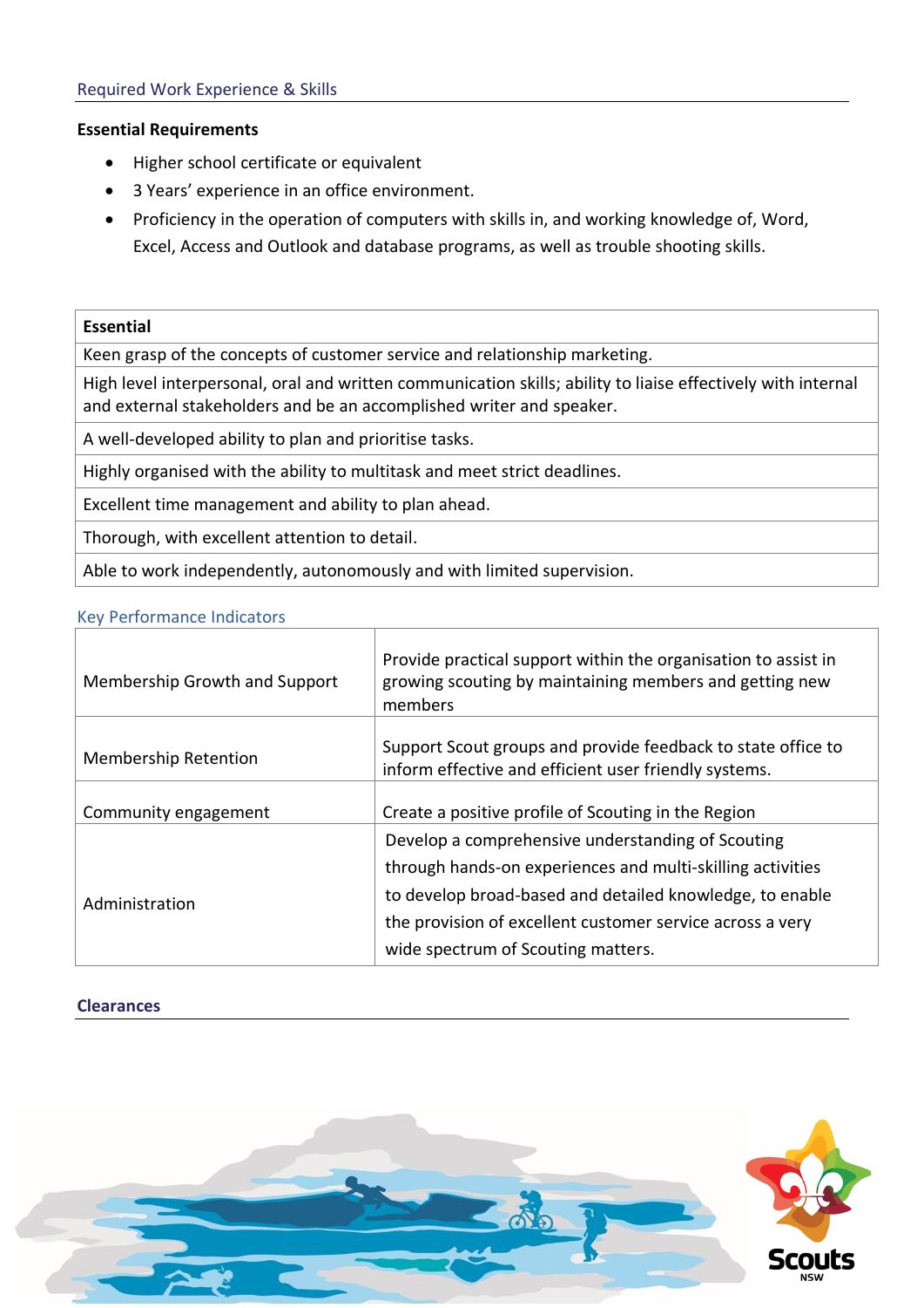## Required Work Experience & Skills

**Essential Requirements**

- Higher school certificate or equivalent
- 3 Years' experience in an office environment.
- Proficiency in the operation of computers with skills in, and working knowledge of, Word, Excel, Access and Outlook and database programs, as well as trouble shooting skills.

| **Essential** |
|---|
| Keen grasp of the concepts of customer service and relationship marketing. |
| High level interpersonal, oral and written communication skills; ability to liaise effectively with internal and external stakeholders and be an accomplished writer and speaker. |
| A well-developed ability to plan and prioritise tasks. |
| Highly organised with the ability to multitask and meet strict deadlines. |
| Excellent time management and ability to plan ahead. |
| Thorough, with excellent attention to detail. |
| Able to work independently, autonomously and with limited supervision. |

## Key Performance Indicators

| | |
|---|---|
| Membership Growth and Support | Provide practical support within the organisation to assist in growing scouting by maintaining members and getting new members |
| Membership Retention | Support Scout groups and provide feedback to state office to inform effective and efficient user friendly systems. |
| Community engagement | Create a positive profile of Scouting in the Region |
| Administration | Develop a comprehensive understanding of Scouting through hands-on experiences and multi-skilling activities to develop broad-based and detailed knowledge, to enable the provision of excellent customer service across a very wide spectrum of Scouting matters. |

## Clearances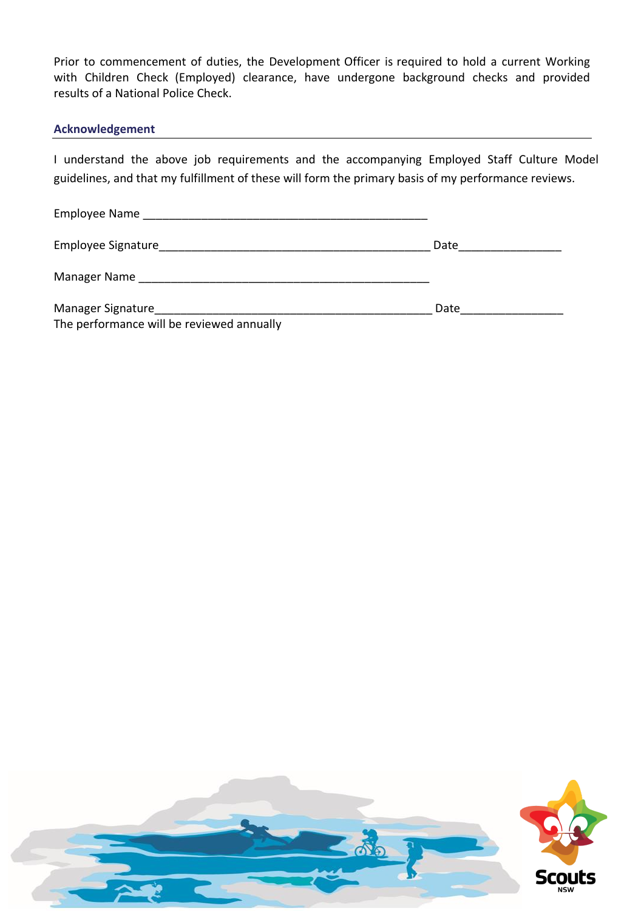Prior to commencement of duties, the Development Officer is required to hold a current Working with Children Check (Employed) clearance, have undergone background checks and provided results of a National Police Check.

### Acknowledgement

I understand the above job requirements and the accompanying Employed Staff Culture Model guidelines, and that my fulfillment of these will form the primary basis of my performance reviews.

Employee Name _______________________________________________

Employee Signature_____________________________________________ Date________________

Manager Name _______________________________________________

Manager Signature_____________________________________________ Date________________

The performance will be reviewed annually